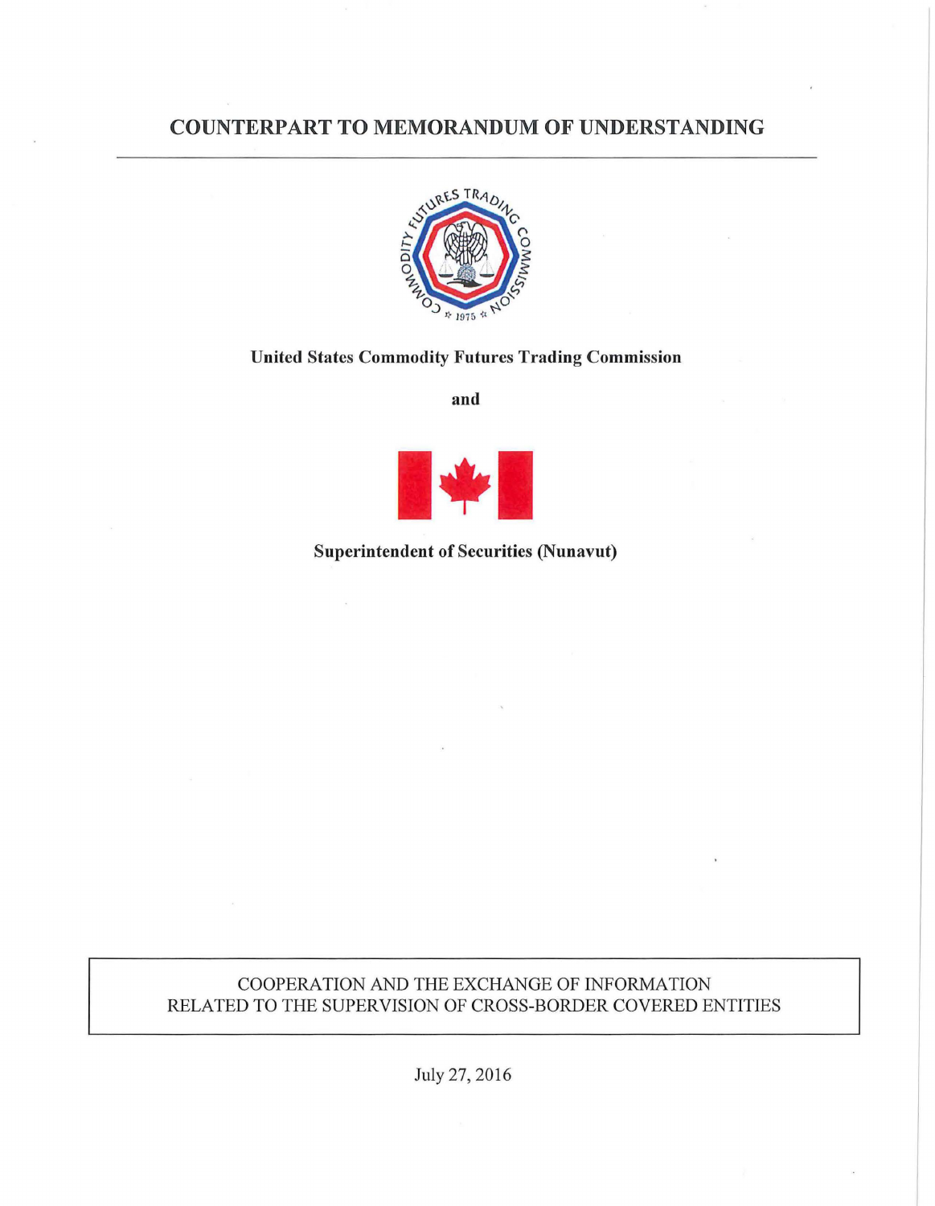# COUNTERPART TO MEMORANDUM OF UNDERSTANDING

**United States Commodity Futures Trading Commission**

**and**

**Superintendent of Securities (Nunavut)**

COOPERATION AND THE EXCHANGE OF INFORMATION
RELATED TO THE SUPERVISION OF CROSS-BORDER COVERED ENTITIES

July 27, 2016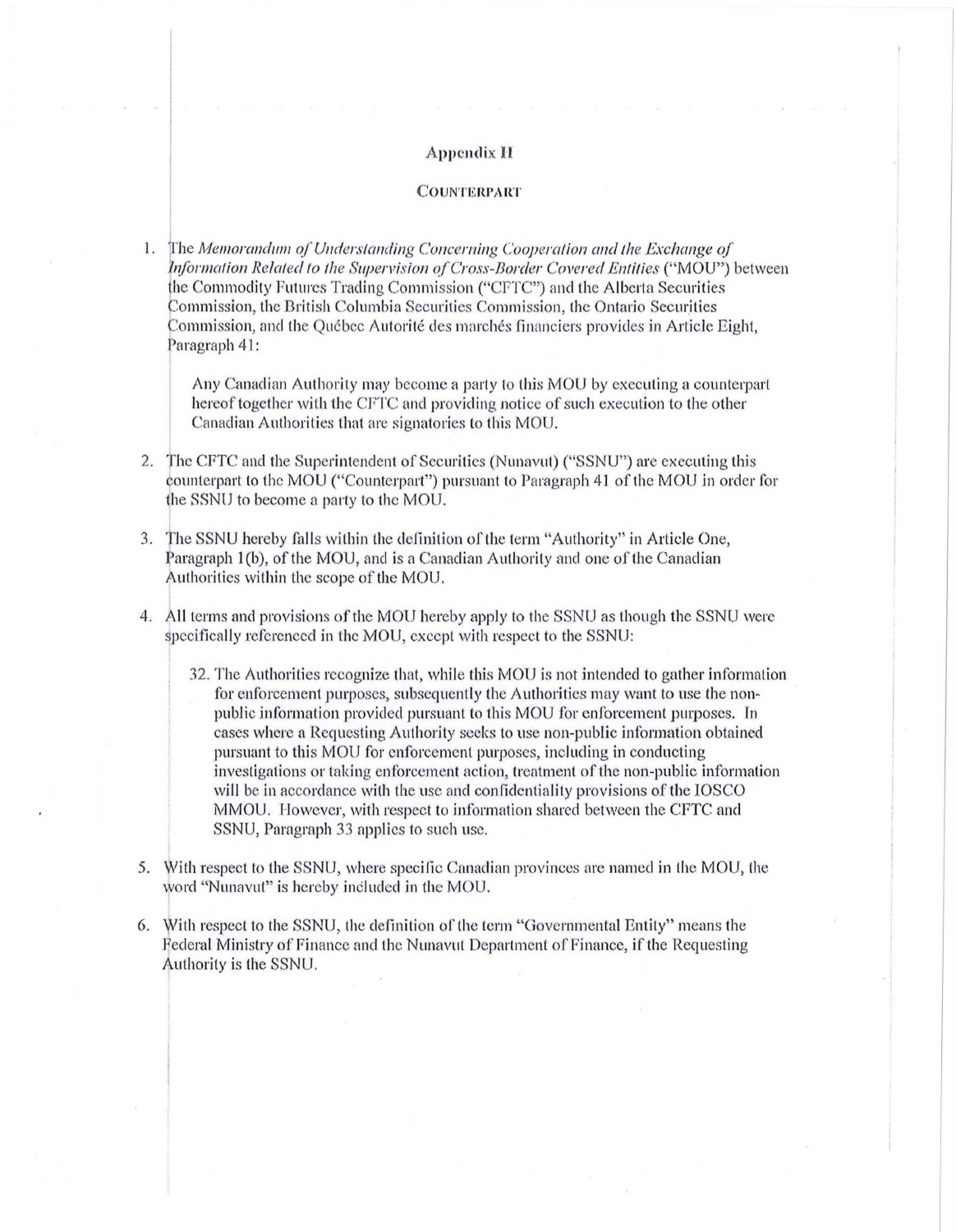## Appendix II

### COUNTERPART

1. The *Memorandum of Understanding Concerning Cooperation and the Exchange of Information Related to the Supervision of Cross-Border Covered Entities* ("MOU") between the Commodity Futures Trading Commission ("CFTC") and the Alberta Securities Commission, the British Columbia Securities Commission, the Ontario Securities Commission, and the Québec Autorité des marchés financiers provides in Article Eight, Paragraph 41:

   Any Canadian Authority may become a party to this MOU by executing a counterpart hereof together with the CFTC and providing notice of such execution to the other Canadian Authorities that are signatories to this MOU.

2. The CFTC and the Superintendent of Securities (Nunavut) ("SSNU") are executing this counterpart to the MOU ("Counterpart") pursuant to Paragraph 41 of the MOU in order for the SSNU to become a party to the MOU.

3. The SSNU hereby falls within the definition of the term "Authority" in Article One, Paragraph 1(b), of the MOU, and is a Canadian Authority and one of the Canadian Authorities within the scope of the MOU.

4. All terms and provisions of the MOU hereby apply to the SSNU as though the SSNU were specifically referenced in the MOU, except with respect to the SSNU:

   32. The Authorities recognize that, while this MOU is not intended to gather information for enforcement purposes, subsequently the Authorities may want to use the non-public information provided pursuant to this MOU for enforcement purposes. In cases where a Requesting Authority seeks to use non-public information obtained pursuant to this MOU for enforcement purposes, including in conducting investigations or taking enforcement action, treatment of the non-public information will be in accordance with the use and confidentiality provisions of the IOSCO MMOU. However, with respect to information shared between the CFTC and SSNU, Paragraph 33 applies to such use.

5. With respect to the SSNU, where specific Canadian provinces are named in the MOU, the word "Nunavut" is hereby included in the MOU.

6. With respect to the SSNU, the definition of the term "Governmental Entity" means the Federal Ministry of Finance and the Nunavut Department of Finance, if the Requesting Authority is the SSNU.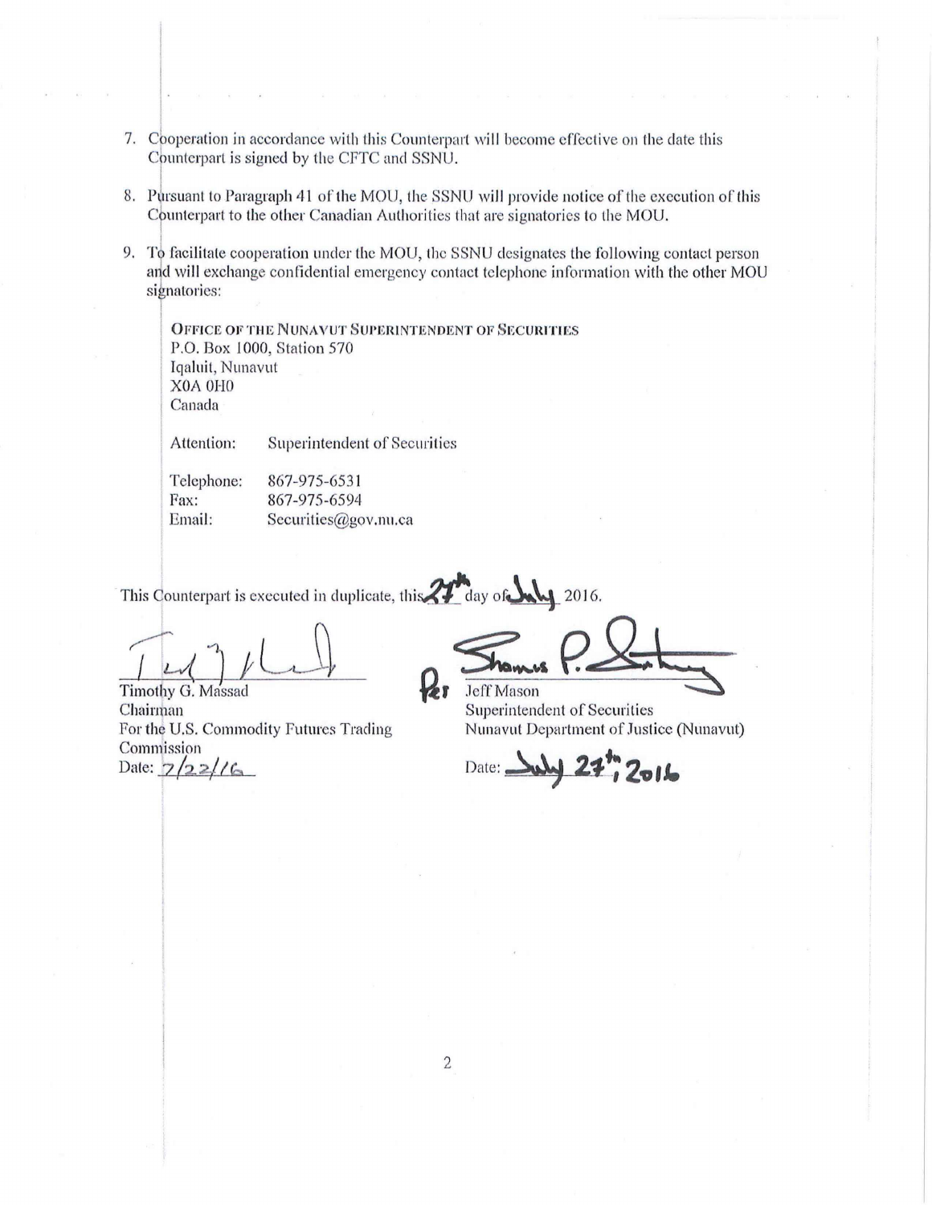7. Cooperation in accordance with this Counterpart will become effective on the date this Counterpart is signed by the CFTC and SSNU.

8. Pursuant to Paragraph 41 of the MOU, the SSNU will provide notice of the execution of this Counterpart to the other Canadian Authorities that are signatories to the MOU.

9. To facilitate cooperation under the MOU, the SSNU designates the following contact person and will exchange confidential emergency contact telephone information with the other MOU signatories:

   **Office of the Nunavut Superintendent of Securities**
   P.O. Box 1000, Station 570
   Iqaluit, Nunavut
   X0A 0H0
   Canada

   Attention: Superintendent of Securities

   Telephone: 867-975-6531
   Fax: 867-975-6594
   Email: Securities@gov.nu.ca

This Counterpart is executed in duplicate, this 27th day of July 2016.

Timothy G. Massad
Chairman
For the U.S. Commodity Futures Trading Commission
Date: 7/22/16

Per Jeff Mason
Superintendent of Securities
Nunavut Department of Justice (Nunavut)
Date: July 27th, 2016